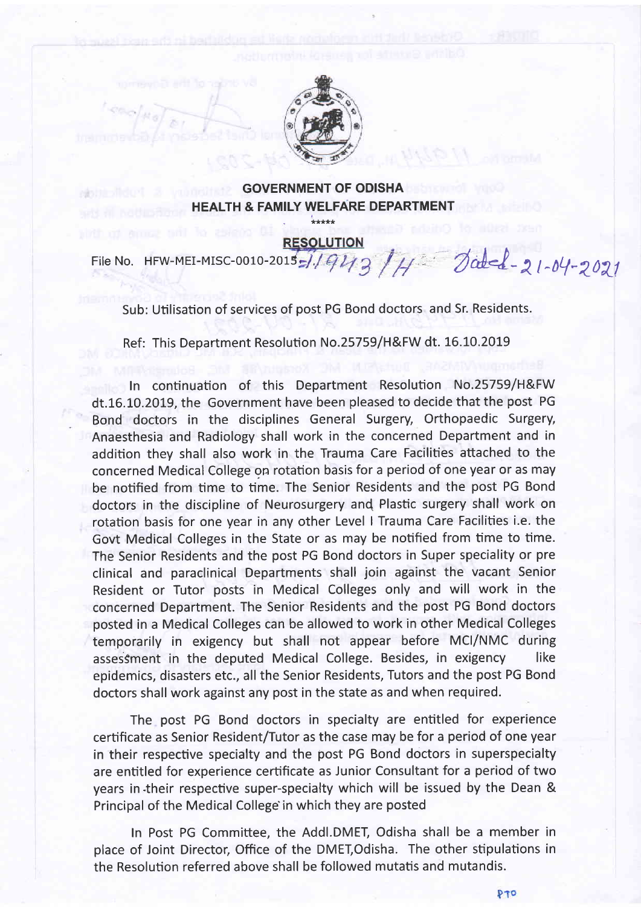**GOVERNMENT OF ODISHA**
**HEALTH & FAMILY WELFARE DEPARTMENT**

\*\*\*\*\*

**RESOLUTION**

File No. HFW-MEI-MISC-0010-2015-/11943 /H Dated-21-04-2021

Sub: Utilisation of services of post PG Bond doctors and Sr. Residents.

Ref: This Department Resolution No.25759/H&FW dt. 16.10.2019

In continuation of this Department Resolution No.25759/H&FW dt.16.10.2019, the Government have been pleased to decide that the post PG Bond doctors in the disciplines General Surgery, Orthopaedic Surgery, Anaesthesia and Radiology shall work in the concerned Department and in addition they shall also work in the Trauma Care Facilities attached to the concerned Medical College on rotation basis for a period of one year or as may be notified from time to time. The Senior Residents and the post PG Bond doctors in the discipline of Neurosurgery and Plastic surgery shall work on rotation basis for one year in any other Level I Trauma Care Facilities i.e. the Govt Medical Colleges in the State or as may be notified from time to time. The Senior Residents and the post PG Bond doctors in Super speciality or pre clinical and paraclinical Departments shall join against the vacant Senior Resident or Tutor posts in Medical Colleges only and will work in the concerned Department. The Senior Residents and the post PG Bond doctors posted in a Medical Colleges can be allowed to work in other Medical Colleges temporarily in exigency but shall not appear before MCI/NMC during assessment in the deputed Medical College. Besides, in exigency like epidemics, disasters etc., all the Senior Residents, Tutors and the post PG Bond doctors shall work against any post in the state as and when required.

The post PG Bond doctors in specialty are entitled for experience certificate as Senior Resident/Tutor as the case may be for a period of one year in their respective specialty and the post PG Bond doctors in superspecialty are entitled for experience certificate as Junior Consultant for a period of two years in their respective super-specialty which will be issued by the Dean & Principal of the Medical College in which they are posted

In Post PG Committee, the Addl.DMET, Odisha shall be a member in place of Joint Director, Office of the DMET,Odisha. The other stipulations in the Resolution referred above shall be followed mutatis and mutandis.

PTO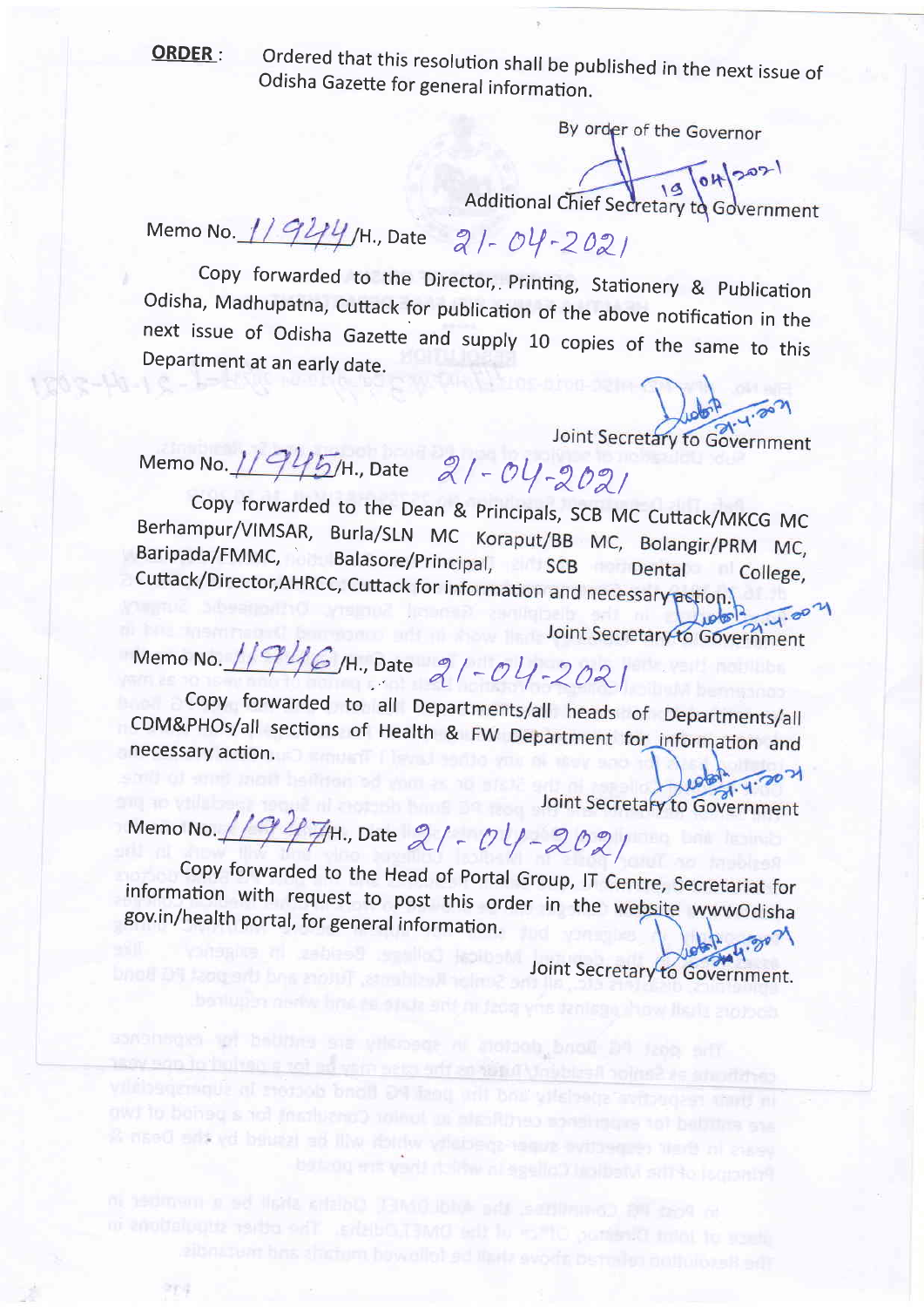**ORDER** : Ordered that this resolution shall be published in the next issue of Odisha Gazette for general information.

By order of the Governor

19/04/2021

Additional Chief Secretary to Government

Memo No. 11944/H., Date 21-04-2021

Copy forwarded to the Director, Printing, Stationery & Publication Odisha, Madhupatna, Cuttack for publication of the above notification in the next issue of Odisha Gazette and supply 10 copies of the same to this Department at an early date.

21.4.2021

Joint Secretary to Government

Memo No. 11945/H., Date 21-04-2021

Copy forwarded to the Dean & Principals, SCB MC Cuttack/MKCG MC Berhampur/VIMSAR, Burla/SLN MC Koraput/BB MC, Bolangir/PRM MC, Baripada/FMMC, Balasore/Principal, SCB Dental College, Cuttack/Director, AHRCC, Cuttack for information and necessary action.

21.4.2021

Joint Secretary to Government

Memo No. 11946/H., Date 21-04-2021

Copy forwarded to all Departments/all heads of Departments/all CDM&PHOs/all sections of Health & FW Department for information and necessary action.

21.4.2021

Joint Secretary to Government

Memo No. 11947/H., Date 21-04-2021

Copy forwarded to the Head of Portal Group, IT Centre, Secretariat for information with request to post this order in the website wwwOdisha gov.in/health portal, for general information.

21.4.2021

Joint Secretary to Government.